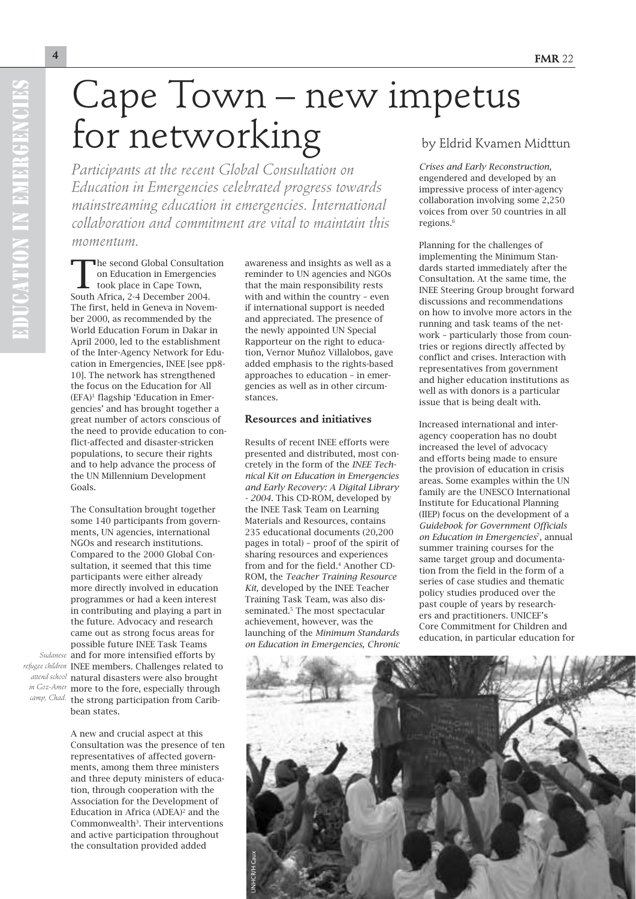# Cape Town – new impetus for networking

by Eldrid Kvamen Midttun

*Participants at the recent Global Consultation on Education in Emergencies celebrated progress towards mainstreaming education in emergencies. International collaboration and commitment are vital to maintain this momentum.*

The second Global Consultation on Education in Emergencies took place in Cape Town, South Africa, 2-4 December 2004. The first, held in Geneva in November 2000, as recommended by the World Education Forum in Dakar in April 2000, led to the establishment of the Inter-Agency Network for Education in Emergencies, INEE [see pp8-10]. The network has strengthened the focus on the Education for All (EFA)[1] flagship 'Education in Emergencies' and has brought together a great number of actors conscious of the need to provide education to conflict-affected and disaster-stricken populations, to secure their rights and to help advance the process of the UN Millennium Development Goals.

The Consultation brought together some 140 participants from governments, UN agencies, international NGOs and research institutions. Compared to the 2000 Global Consultation, it seemed that this time participants were either already more directly involved in education programmes or had a keen interest in contributing and playing a part in the future. Advocacy and research came out as strong focus areas for possible future INEE Task Teams and for more intensified efforts by INEE members. Challenges related to natural disasters were also brought more to the fore, especially through the strong participation from Caribbean states.

A new and crucial aspect at this Consultation was the presence of ten representatives of affected governments, among them three ministers and three deputy ministers of education, through cooperation with the Association for the Development of Education in Africa (ADEA)[2] and the Commonwealth[3]. Their interventions and active participation throughout the consultation provided added awareness and insights as well as a reminder to UN agencies and NGOs that the main responsibility rests with and within the country – even if international support is needed and appreciated. The presence of the newly appointed UN Special Rapporteur on the right to education, Vernor Muñoz Villalobos, gave added emphasis to the rights-based approaches to education – in emergencies as well as in other circumstances.

## Resources and initiatives

Results of recent INEE efforts were presented and distributed, most concretely in the form of the *INEE Technical Kit on Education in Emergencies and Early Recovery: A Digital Library - 2004*. This CD-ROM, developed by the INEE Task Team on Learning Materials and Resources, contains 235 educational documents (20,200 pages in total) – proof of the spirit of sharing resources and experiences from and for the field.[4] Another CD-ROM, the *Teacher Training Resource Kit,* developed by the INEE Teacher Training Task Team, was also disseminated.[5] The most spectacular achievement, however, was the launching of the *Minimum Standards on Education in Emergencies, Chronic Crises and Early Reconstruction,* engendered and developed by an impressive process of inter-agency collaboration involving some 2,250 voices from over 50 countries in all regions.[6]

Planning for the challenges of implementing the Minimum Standards started immediately after the Consultation. At the same time, the INEE Steering Group brought forward discussions and recommendations on how to involve more actors in the running and task teams of the network – particularly those from countries or regions directly affected by conflict and crises. Interaction with representatives from government and higher education institutions as well as with donors is a particular issue that is being dealt with.

Increased international and inter-agency cooperation has no doubt increased the level of advocacy and efforts being made to ensure the provision of education in crisis areas. Some examples within the UN family are the UNESCO International Institute for Educational Planning (IIEP) focus on the development of a *Guidebook for Government Officials on Education in Emergencies*[7], annual summer training courses for the same target group and documentation from the field in the form of a series of case studies and thematic policy studies produced over the past couple of years by researchers and practitioners. UNICEF's Core Commitment for Children and education, in particular education for

*Sudanese refugee children attend school in Goz-Amer camp, Chad.*

UNHCR/H Caux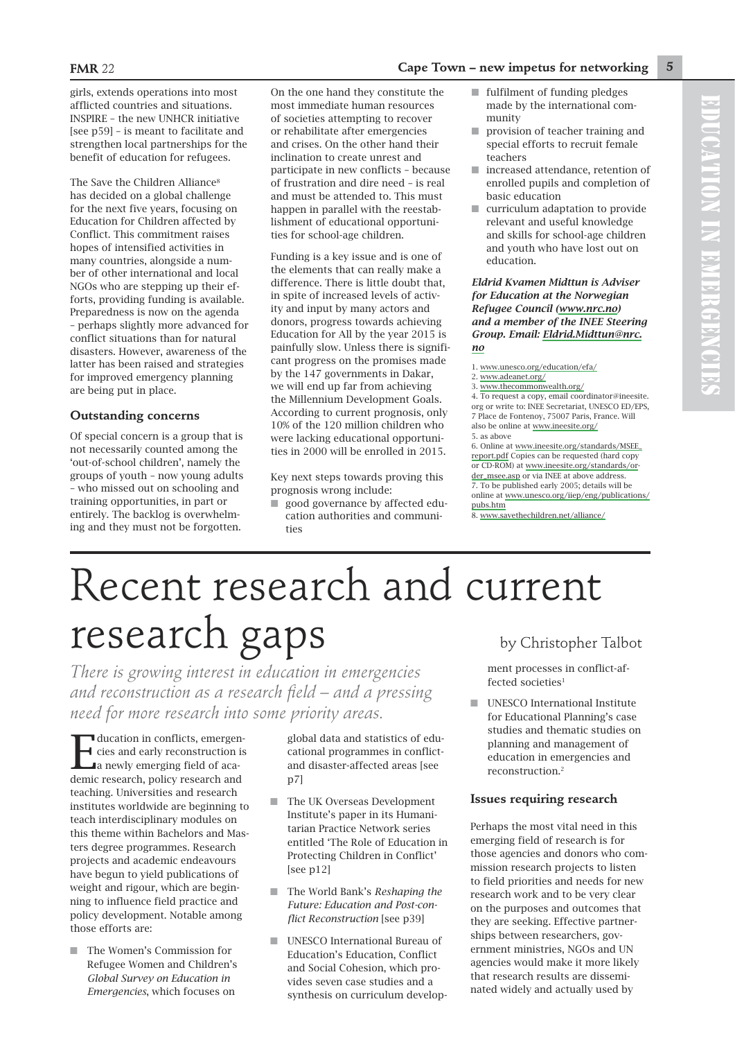girls, extends operations into most afflicted countries and situations. INSPIRE – the new UNHCR initiative [see p59] – is meant to facilitate and strengthen local partnerships for the benefit of education for refugees.

The Save the Children Alliance[8] has decided on a global challenge for the next five years, focusing on Education for Children affected by Conflict. This commitment raises hopes of intensified activities in many countries, alongside a number of other international and local NGOs who are stepping up their efforts, providing funding is available. Preparedness is now on the agenda – perhaps slightly more advanced for conflict situations than for natural disasters. However, awareness of the latter has been raised and strategies for improved emergency planning are being put in place.

### Outstanding concerns

Of special concern is a group that is not necessarily counted among the 'out-of-school children', namely the groups of youth – now young adults – who missed out on schooling and training opportunities, in part or entirely. The backlog is overwhelming and they must not be forgotten. On the one hand they constitute the most immediate human resources of societies attempting to recover or rehabilitate after emergencies and crises. On the other hand their inclination to create unrest and participate in new conflicts – because of frustration and dire need – is real and must be attended to. This must happen in parallel with the reestablishment of educational opportunities for school-age children.

Funding is a key issue and is one of the elements that can really make a difference. There is little doubt that, in spite of increased levels of activity and input by many actors and donors, progress towards achieving Education for All by the year 2015 is painfully slow. Unless there is significant progress on the promises made by the 147 governments in Dakar, we will end up far from achieving the Millennium Development Goals. According to current prognosis, only 10% of the 120 million children who were lacking educational opportunities in 2000 will be enrolled in 2015.

Key next steps towards proving this prognosis wrong include:

- good governance by affected education authorities and communities
- fulfilment of funding pledges made by the international community
- provision of teacher training and special efforts to recruit female teachers
- increased attendance, retention of enrolled pupils and completion of basic education
- curriculum adaptation to provide relevant and useful knowledge and skills for school-age children and youth who have lost out on education.

***Eldrid Kvamen Midttun is Adviser for Education at the Norwegian Refugee Council (www.nrc.no) and a member of the INEE Steering Group. Email: Eldrid.Midttun@nrc.no***

1. www.unesco.org/education/efa/
2. www.adeanet.org/
3. www.thecommonwealth.org/
4. To request a copy, email coordinator@ineesite.org or write to: INEE Secretariat, UNESCO ED/EPS, 7 Place de Fontenoy, 75007 Paris, France. Will also be online at www.ineesite.org/
5. as above
6. Online at www.ineesite.org/standards/MSEE_report.pdf Copies can be requested (hard copy or CD-ROM) at www.ineesite.org/standards/order_msee.asp or via INEE at above address.
7. To be published early 2005; details will be online at www.unesco.org/iiep/eng/publications/pubs.htm
8. www.savethechildren.net/alliance/

# Recent research and current research gaps

by Christopher Talbot

*There is growing interest in education in emergencies and reconstruction as a research field – and a pressing need for more research into some priority areas.*

Education in conflicts, emergencies and early reconstruction is a newly emerging field of academic research, policy research and teaching. Universities and research institutes worldwide are beginning to teach interdisciplinary modules on this theme within Bachelors and Masters degree programmes. Research projects and academic endeavours have begun to yield publications of weight and rigour, which are beginning to influence field practice and policy development. Notable among those efforts are:

- The Women's Commission for Refugee Women and Children's *Global Survey on Education in Emergencies*, which focuses on global data and statistics of educational programmes in conflict- and disaster-affected areas [see p7]
- The UK Overseas Development Institute's paper in its Humanitarian Practice Network series entitled 'The Role of Education in Protecting Children in Conflict' [see p12]
- The World Bank's *Reshaping the Future: Education and Post-conflict Reconstruction* [see p39]
- UNESCO International Bureau of Education's Education, Conflict and Social Cohesion, which provides seven case studies and a synthesis on curriculum development processes in conflict-affected societies[1]
- UNESCO International Institute for Educational Planning's case studies and thematic studies on planning and management of education in emergencies and reconstruction.[2]

### Issues requiring research

Perhaps the most vital need in this emerging field of research is for those agencies and donors who commission research projects to listen to field priorities and needs for new research work and to be very clear on the purposes and outcomes that they are seeking. Effective partnerships between researchers, government ministries, NGOs and UN agencies would make it more likely that research results are disseminated widely and actually used by